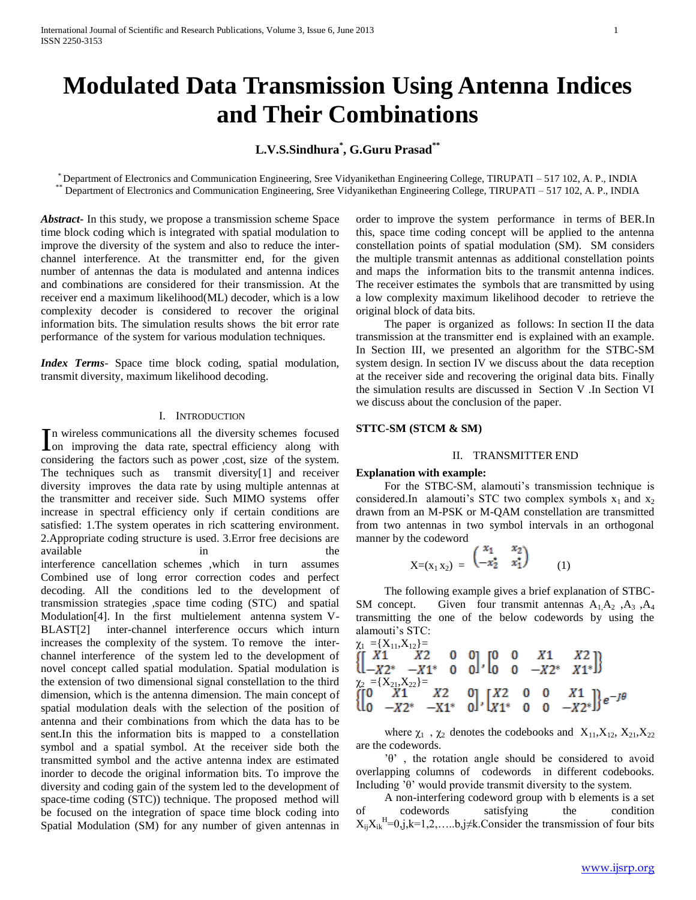# Modulated Data Transmission Using Antenna Indices and Their Combinations

**L.V.S.Sindhura[*], G.Guru Prasad[**]**

[*] Department of Electronics and Communication Engineering, Sree Vidyanikethan Engineering College, TIRUPATI – 517 102, A. P., INDIA
[**] Department of Electronics and Communication Engineering, Sree Vidyanikethan Engineering College, TIRUPATI – 517 102, A. P., INDIA

***Abstract-*** In this study, we propose a transmission scheme Space time block coding which is integrated with spatial modulation to improve the diversity of the system and also to reduce the inter-channel interference. At the transmitter end, for the given number of antennas the data is modulated and antenna indices and combinations are considered for their transmission. At the receiver end a maximum likelihood(ML) decoder, which is a low complexity decoder is considered to recover the original information bits. The simulation results shows the bit error rate performance of the system for various modulation techniques.

***Index Terms*-** Space time block coding, spatial modulation, transmit diversity, maximum likelihood decoding.

## I. Introduction

In wireless communications all the diversity schemes focused on improving the data rate, spectral efficiency along with considering the factors such as power ,cost, size of the system. The techniques such as transmit diversity[1] and receiver diversity improves the data rate by using multiple antennas at the transmitter and receiver side. Such MIMO systems offer increase in spectral efficiency only if certain conditions are satisfied: 1.The system operates in rich scattering environment. 2.Appropriate coding structure is used. 3.Error free decisions are available in the interference cancellation schemes ,which in turn assumes Combined use of long error correction codes and perfect decoding. All the conditions led to the development of transmission strategies ,space time coding (STC) and spatial Modulation[4]. In the first multielement antenna system V-BLAST[2] inter-channel interference occurs which inturn increases the complexity of the system. To remove the inter-channel interference of the system led to the development of novel concept called spatial modulation. Spatial modulation is the extension of two dimensional signal constellation to the third dimension, which is the antenna dimension. The main concept of spatial modulation deals with the selection of the position of antenna and their combinations from which the data has to be sent.In this the information bits is mapped to a constellation symbol and a spatial symbol. At the receiver side both the transmitted symbol and the active antenna index are estimated inorder to decode the original information bits. To improve the diversity and coding gain of the system led to the development of space-time coding (STC)) technique. The proposed method will be focused on the integration of space time block coding into Spatial Modulation (SM) for any number of given antennas in order to improve the system performance in terms of BER.In this, space time coding concept will be applied to the antenna constellation points of spatial modulation (SM). SM considers the multiple transmit antennas as additional constellation points and maps the information bits to the transmit antenna indices. The receiver estimates the symbols that are transmitted by using a low complexity maximum likelihood decoder to retrieve the original block of data bits.

The paper is organized as follows: In section II the data transmission at the transmitter end is explained with an example. In Section III, we presented an algorithm for the STBC-SM system design. In section IV we discuss about the data reception at the receiver side and recovering the original data bits. Finally the simulation results are discussed in Section V .In Section VI we discuss about the conclusion of the paper.

**STTC-SM (STCM & SM)**

## II. Transmitter End

**Explanation with example:**

For the STBC-SM, alamouti's transmission technique is considered.In alamouti's STC two complex symbols $x_1$ and $x_2$ drawn from an M-PSK or M-QAM constellation are transmitted from two antennas in two symbol intervals in an orthogonal manner by the codeword

$$X=(x_1\, x_2) = \begin{pmatrix} x_1 & x_2 \\ -x_2^* & x_1^* \end{pmatrix} \qquad (1)$$

The following example gives a brief explanation of STBC-SM concept. Given four transmit antennas $A_1$, $A_2$ ,$A_3$ ,$A_4$ transmitting the one of the below codewords by using the alamouti's STC:

$$\chi_1 = \{X_{11}, X_{12}\} = \left\{ \begin{bmatrix} X1 & X2 & 0 & 0 \\ -X2^* & -X1^* & 0 & 0 \end{bmatrix}, \begin{bmatrix} 0 & 0 & X1 & X2 \\ 0 & 0 & -X2^* & X1^* \end{bmatrix} \right\}$$

$$\chi_2 = \{X_{21}, X_{22}\} = \left\{ \begin{bmatrix} 0 & X1 & X2 & 0 \\ 0 & -X2^* & -X1^* & 0 \end{bmatrix}, \begin{bmatrix} X2 & 0 & 0 & X1 \\ X1^* & 0 & 0 & -X2^* \end{bmatrix} \right\} e^{-j\theta}$$

where $\chi_1$ , $\chi_2$ denotes the codebooks and $X_{11}$,$X_{12}$, $X_{21}$,$X_{22}$ are the codewords.

'θ' , the rotation angle should be considered to avoid overlapping columns of codewords in different codebooks. Including 'θ' would provide transmit diversity to the system.

A non-interfering codeword group with b elements is a set of codewords satisfying the condition $X_{ij}X_{ik}^H=0$,j,k=1,2,…..b,j≠k.Consider the transmission of four bits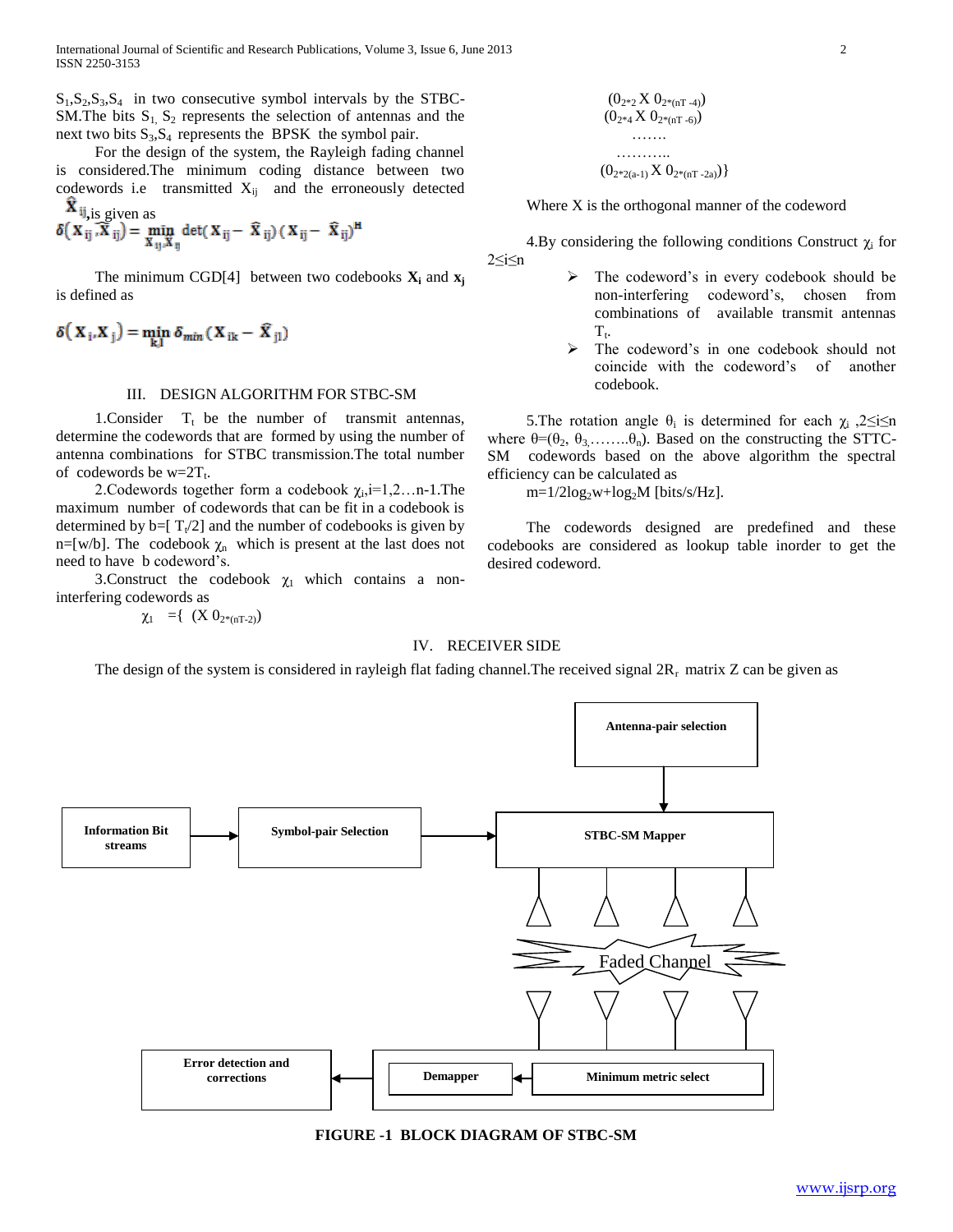$S_1,S_2,S_3,S_4$ in two consecutive symbol intervals by the STBC-SM.The bits $S_1, S_2$ represents the selection of antennas and the next two bits $S_3,S_4$ represents the BPSK the symbol pair.

For the design of the system, the Rayleigh fading channel is considered.The minimum coding distance between two codewords i.e transmitted $X_{ij}$ and the erroneously detected $\hat{X}_{ij}$,is given as

$$\delta(X_{ij},\hat{X}_{ij}) = \min_{X_{ij},\hat{X}_{ij}} \det(X_{ij} - \hat{X}_{ij})(X_{ij} - \hat{X}_{ij})^H$$

The minimum CGD[4] between two codebooks $\mathbf{X_i}$ and $\mathbf{x_j}$ is defined as

$$\delta(X_i,X_j) = \min_{k,l} \delta_{min}(X_{ik} - \hat{X}_{jl})$$

## III. DESIGN ALGORITHM FOR STBC-SM

1.Consider $T_t$ be the number of transmit antennas, determine the codewords that are formed by using the number of antenna combinations for STBC transmission.The total number of codewords be $w=2T_t$.

2.Codewords together form a codebook $\chi_i$,i=1,2…n-1.The maximum number of codewords that can be fit in a codebook is determined by $b=[T_t/2]$ and the number of codebooks is given by $n=[w/b]$. The codebook $\chi_n$ which is present at the last does not need to have b codeword's.

3.Construct the codebook $\chi_1$ which contains a non-interfering codewords as

$$\chi_1 = \{ (X\ 0_{2*(nT-2)})$$
$$(0_{2*2}\ X\ 0_{2*(nT-4)})$$
$$(0_{2*4}\ X\ 0_{2*(nT-6)})$$
$$\ldots\ldots.$$
$$\ldots\ldots\ldots..$$
$$(0_{2*2(a-1)}\ X\ 0_{2*(nT-2a)})\}$$

Where X is the orthogonal manner of the codeword

4.By considering the following conditions Construct $\chi_i$ for $2\leq i\leq n$

- The codeword's in every codebook should be non-interfering codeword's, chosen from combinations of available transmit antennas $T_t$.
- The codeword's in one codebook should not coincide with the codeword's of another codebook.

5.The rotation angle $\theta_i$ is determined for each $\chi_i$ ,$2\leq i\leq n$ where $\theta=(\theta_2, \theta_3,\ldots\ldots..\theta_n)$. Based on the constructing the STTC-SM codewords based on the above algorithm the spectral efficiency can be calculated as

$m=1/2\log_2 w+\log_2 M$ [bits/s/Hz].

The codewords designed are predefined and these codebooks are considered as lookup table inorder to get the desired codeword.

## IV. RECEIVER SIDE

The design of the system is considered in rayleigh flat fading channel.The received signal $2R_r$ matrix Z can be given as

**FIGURE -1 BLOCK DIAGRAM OF STBC-SM**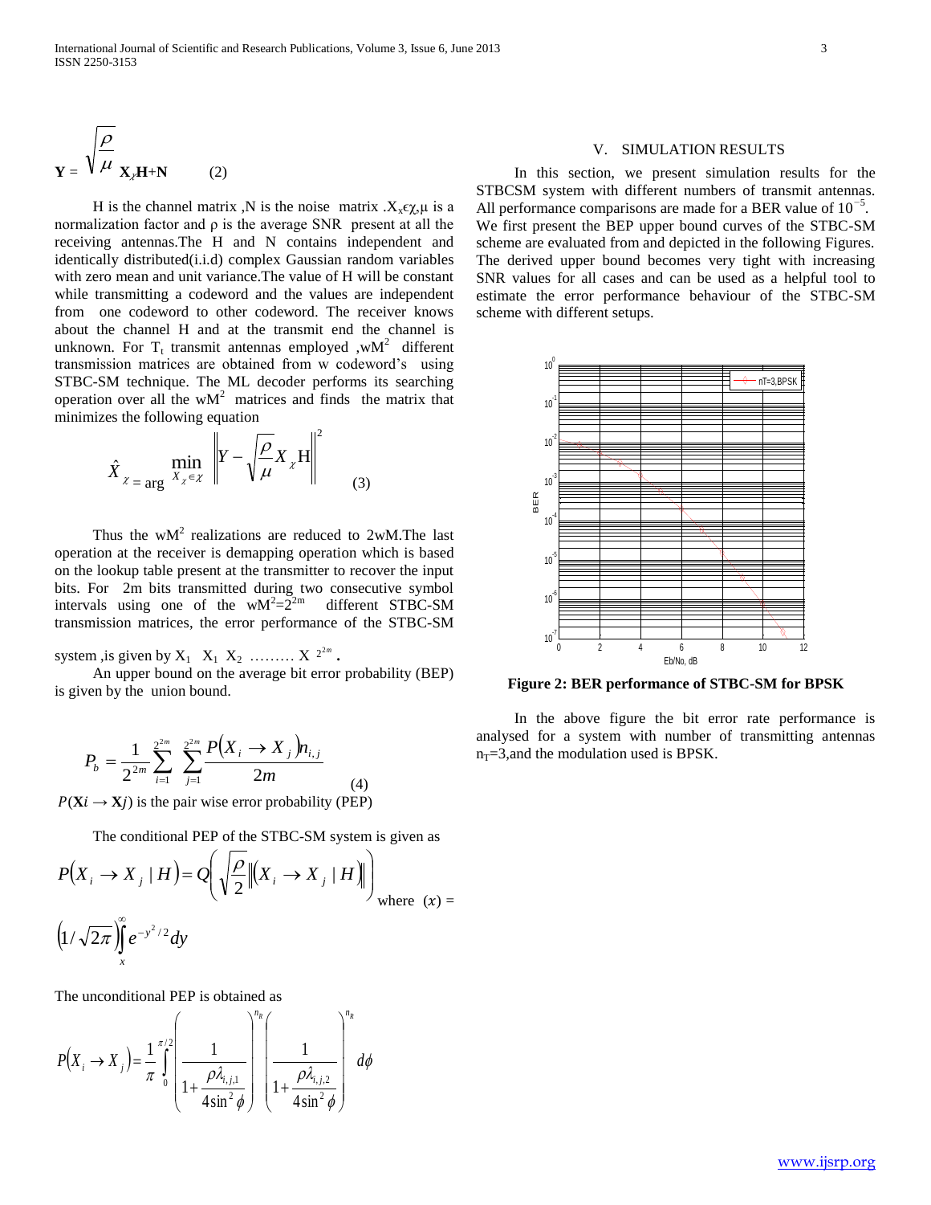$$\mathbf{Y} = \sqrt{\frac{\rho}{\mu}}\, \mathbf{X}_{\chi}\mathbf{H} + \mathbf{N} \qquad (2)$$

H is the channel matrix ,N is the noise matrix .$X_x \epsilon \chi$,μ is a normalization factor and ρ is the average SNR present at all the receiving antennas.The H and N contains independent and identically distributed(i.i.d) complex Gaussian random variables with zero mean and unit variance.The value of H will be constant while transmitting a codeword and the values are independent from one codeword to other codeword. The receiver knows about the channel H and at the transmit end the channel is unknown. For $T_t$ transmit antennas employed ,$wM^2$ different transmission matrices are obtained from w codeword's using STBC-SM technique. The ML decoder performs its searching operation over all the $wM^2$ matrices and finds the matrix that minimizes the following equation

$$\hat{X}_{\chi} = \arg \min_{X_{\chi} \in \chi} \left\| Y - \sqrt{\frac{\rho}{\mu}} X_{\chi} \mathrm{H} \right\|^2 \qquad (3)$$

Thus the $wM^2$ realizations are reduced to 2wM.The last operation at the receiver is demapping operation which is based on the lookup table present at the transmitter to recover the input bits. For 2m bits transmitted during two consecutive symbol intervals using one of the $wM^2=2^{2m}$ different STBC-SM transmission matrices, the error performance of the STBC-SM system ,is given by $X_1$ $X_1$ $X_2$ ……… $X_{2^{2m}}$.

An upper bound on the average bit error probability (BEP) is given by the union bound.

$$P_b = \frac{1}{2^{2m}} \sum_{i=1}^{2^{2m}} \sum_{j=1}^{2^{2m}} \frac{P(X_i \to X_j) n_{i,j}}{2m} \qquad (4)$$

$P(\mathbf{X}i \to \mathbf{X}j)$ is the pair wise error probability (PEP)

The conditional PEP of the STBC-SM system is given as

$$P(X_i \to X_j \mid H) = Q\left( \sqrt{\frac{\rho}{2}} \left\| (X_i \to X_j \mid H) \right\| \right)$$

where $(x) = \left(1/\sqrt{2\pi}\right) \int_x^{\infty} e^{-y^2/2} dy$

The unconditional PEP is obtained as

$$P(X_i \to X_j) = \frac{1}{\pi} \int_0^{\pi/2} \left( \frac{1}{1 + \frac{\rho \lambda_{i,j,1}}{4\sin^2\phi}} \right)^{n_R} \left( \frac{1}{1 + \frac{\rho \lambda_{i,j,2}}{4\sin^2\phi}} \right)^{n_R} d\phi$$

## V. SIMULATION RESULTS

In this section, we present simulation results for the STBCSM system with different numbers of transmit antennas. All performance comparisons are made for a BER value of $10^{-5}$. We first present the BEP upper bound curves of the STBC-SM scheme are evaluated from and depicted in the following Figures. The derived upper bound becomes very tight with increasing SNR values for all cases and can be used as a helpful tool to estimate the error performance behaviour of the STBC-SM scheme with different setups.

**Figure 2: BER performance of STBC-SM for BPSK**

In the above figure the bit error rate performance is analysed for a system with number of transmitting antennas $n_T$=3,and the modulation used is BPSK.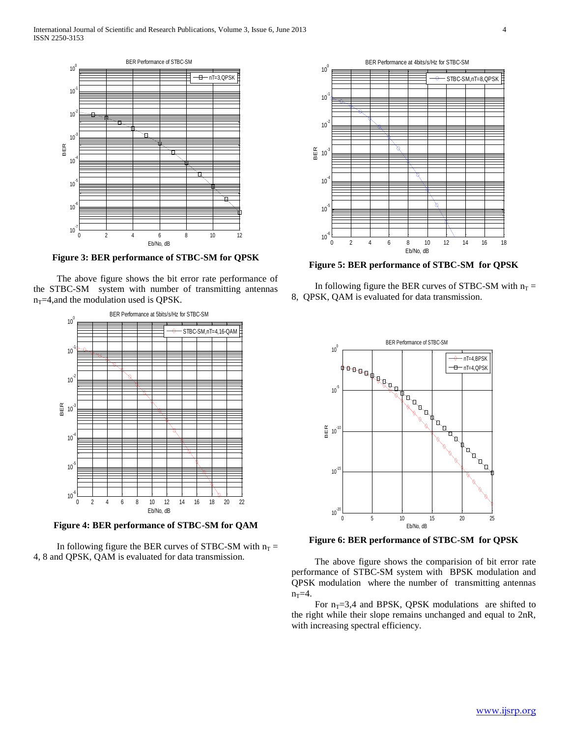Figure 3: BER performance of STBC-SM for QPSK

The above figure shows the bit error rate performance of the STBC-SM system with number of transmitting antennas $n_T$=4,and the modulation used is QPSK.

Figure 4: BER performance of STBC-SM for QAM

In following figure the BER curves of STBC-SM with $n_T$ = 4, 8 and QPSK, QAM is evaluated for data transmission.

Figure 5: BER performance of STBC-SM for QPSK

In following figure the BER curves of STBC-SM with $n_T$ = 8, QPSK, QAM is evaluated for data transmission.

Figure 6: BER performance of STBC-SM for QPSK

The above figure shows the comparision of bit error rate performance of STBC-SM system with BPSK modulation and QPSK modulation where the number of transmitting antennas $n_T$=4.

For $n_T$=3,4 and BPSK, QPSK modulations are shifted to the right while their slope remains unchanged and equal to 2nR, with increasing spectral efficiency.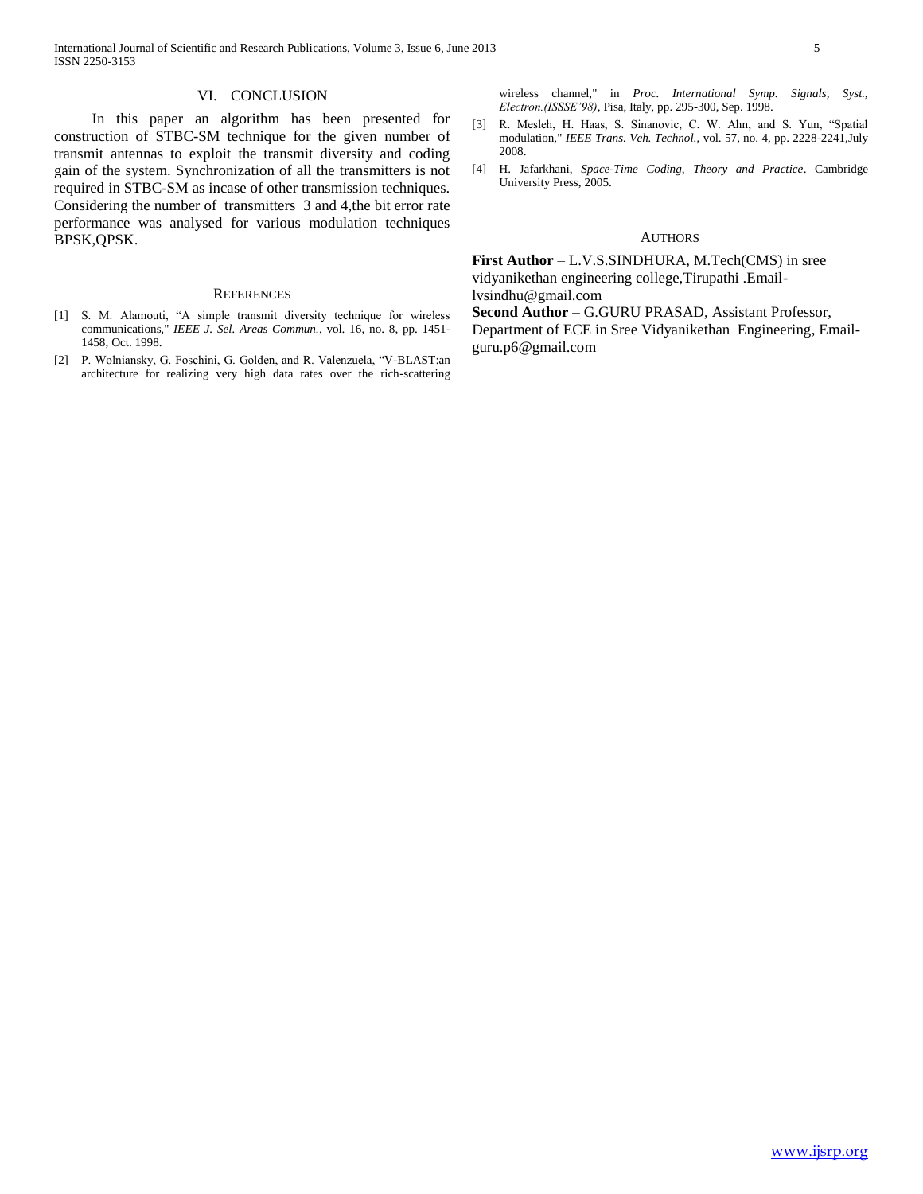## VI. CONCLUSION

In this paper an algorithm has been presented for construction of STBC-SM technique for the given number of transmit antennas to exploit the transmit diversity and coding gain of the system. Synchronization of all the transmitters is not required in STBC-SM as incase of other transmission techniques. Considering the number of transmitters 3 and 4,the bit error rate performance was analysed for various modulation techniques BPSK,QPSK.

## REFERENCES

[1] S. M. Alamouti, "A simple transmit diversity technique for wireless communications," *IEEE J. Sel. Areas Commun.*, vol. 16, no. 8, pp. 1451-1458, Oct. 1998.

[2] P. Wolniansky, G. Foschini, G. Golden, and R. Valenzuela, "V-BLAST:an architecture for realizing very high data rates over the rich-scattering wireless channel," in *Proc. International Symp. Signals, Syst., Electron.(ISSSE'98)*, Pisa, Italy, pp. 295-300, Sep. 1998.

[3] R. Mesleh, H. Haas, S. Sinanovic, C. W. Ahn, and S. Yun, "Spatial modulation," *IEEE Trans. Veh. Technol.*, vol. 57, no. 4, pp. 2228-2241,July 2008.

[4] H. Jafarkhani, *Space-Time Coding, Theory and Practice*. Cambridge University Press, 2005.

## AUTHORS

**First Author** – L.V.S.SINDHURA, M.Tech(CMS) in sree vidyanikethan engineering college,Tirupathi .Email-lvsindhu@gmail.com

**Second Author** – G.GURU PRASAD, Assistant Professor, Department of ECE in Sree Vidyanikethan Engineering, Email-guru.p6@gmail.com